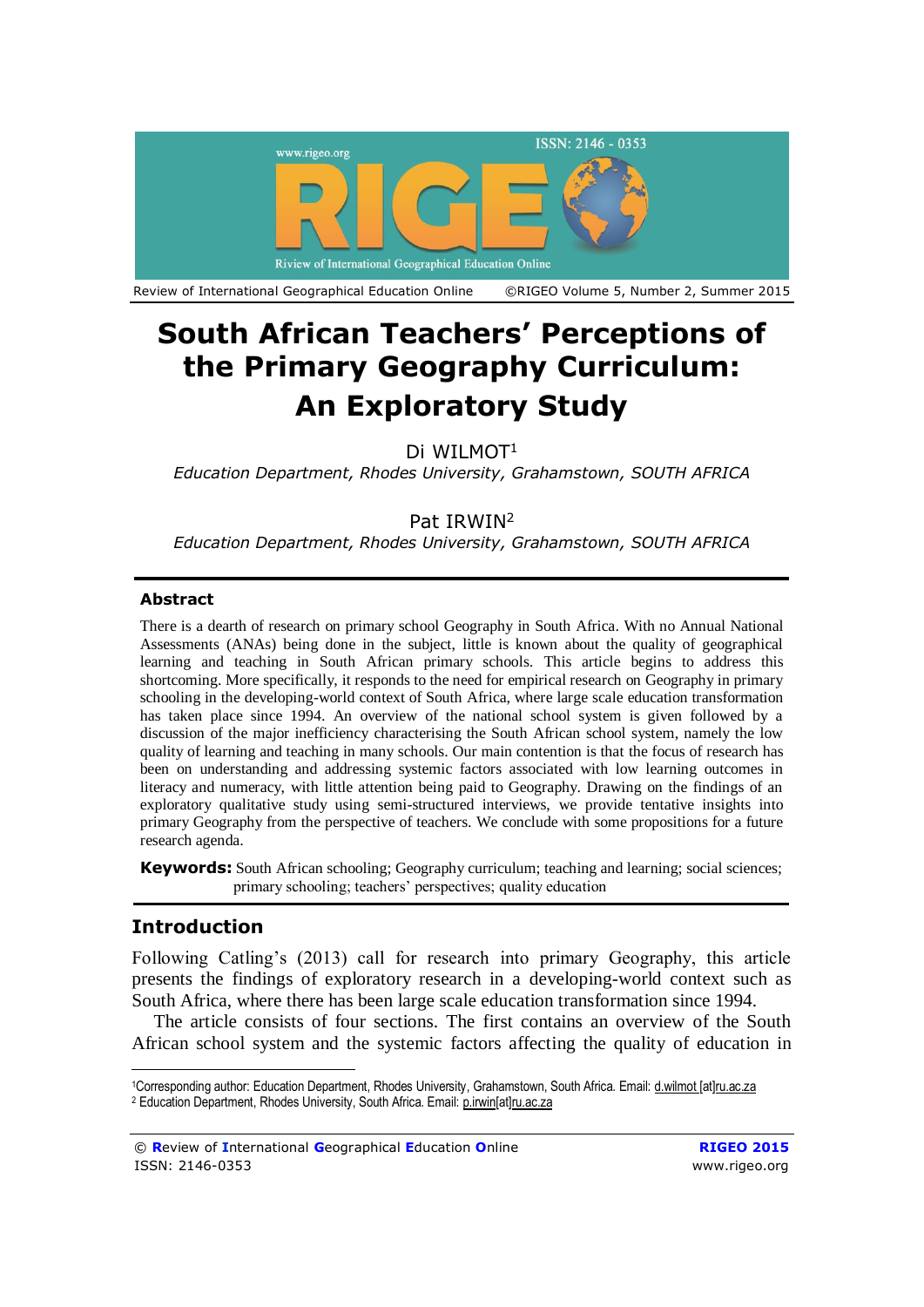# South African Teachers' Perceptions of the Primary Geography Curriculum: An Exploratory Study

Di WILMOT[1]

*Education Department, Rhodes University, Grahamstown, SOUTH AFRICA*

Pat IRWIN[2]

*Education Department, Rhodes University, Grahamstown, SOUTH AFRICA*

## Abstract

There is a dearth of research on primary school Geography in South Africa. With no Annual National Assessments (ANAs) being done in the subject, little is known about the quality of geographical learning and teaching in South African primary schools. This article begins to address this shortcoming. More specifically, it responds to the need for empirical research on Geography in primary schooling in the developing-world context of South Africa, where large scale education transformation has taken place since 1994. An overview of the national school system is given followed by a discussion of the major inefficiency characterising the South African school system, namely the low quality of learning and teaching in many schools. Our main contention is that the focus of research has been on understanding and addressing systemic factors associated with low learning outcomes in literacy and numeracy, with little attention being paid to Geography. Drawing on the findings of an exploratory qualitative study using semi-structured interviews, we provide tentative insights into primary Geography from the perspective of teachers. We conclude with some propositions for a future research agenda.

**Keywords:** South African schooling; Geography curriculum; teaching and learning; social sciences; primary schooling; teachers' perspectives; quality education

## Introduction

Following Catling's (2013) call for research into primary Geography, this article presents the findings of exploratory research in a developing-world context such as South Africa, where there has been large scale education transformation since 1994.

The article consists of four sections. The first contains an overview of the South African school system and the systemic factors affecting the quality of education in

---

[1] Corresponding author: Education Department, Rhodes University, Grahamstown, South Africa. Email: d.wilmot [at]ru.ac.za

[2] Education Department, Rhodes University, South Africa. Email: p.irwin[at]ru.ac.za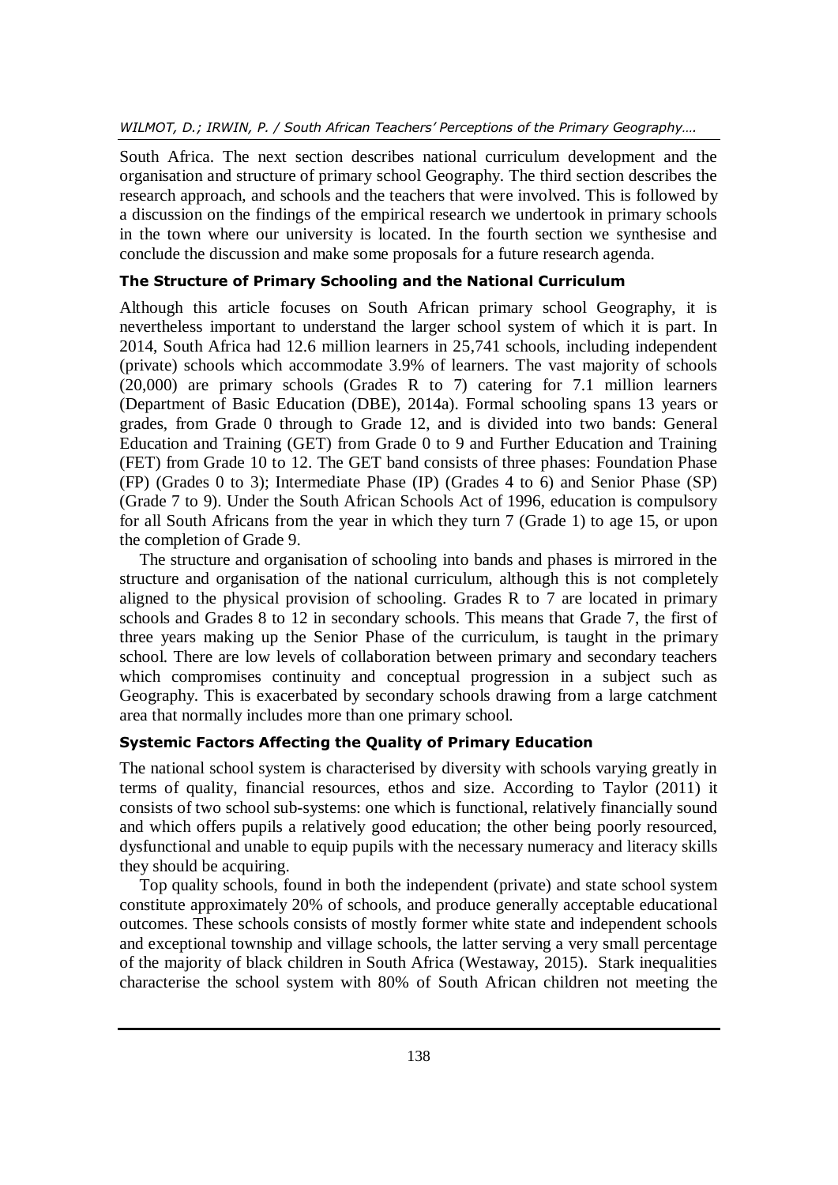South Africa. The next section describes national curriculum development and the organisation and structure of primary school Geography. The third section describes the research approach, and schools and the teachers that were involved. This is followed by a discussion on the findings of the empirical research we undertook in primary schools in the town where our university is located. In the fourth section we synthesise and conclude the discussion and make some proposals for a future research agenda.

## The Structure of Primary Schooling and the National Curriculum

Although this article focuses on South African primary school Geography, it is nevertheless important to understand the larger school system of which it is part. In 2014, South Africa had 12.6 million learners in 25,741 schools, including independent (private) schools which accommodate 3.9% of learners. The vast majority of schools (20,000) are primary schools (Grades R to 7) catering for 7.1 million learners (Department of Basic Education (DBE), 2014a). Formal schooling spans 13 years or grades, from Grade 0 through to Grade 12, and is divided into two bands: General Education and Training (GET) from Grade 0 to 9 and Further Education and Training (FET) from Grade 10 to 12. The GET band consists of three phases: Foundation Phase (FP) (Grades 0 to 3); Intermediate Phase (IP) (Grades 4 to 6) and Senior Phase (SP) (Grade 7 to 9). Under the South African Schools Act of 1996, education is compulsory for all South Africans from the year in which they turn 7 (Grade 1) to age 15, or upon the completion of Grade 9.

The structure and organisation of schooling into bands and phases is mirrored in the structure and organisation of the national curriculum, although this is not completely aligned to the physical provision of schooling. Grades R to 7 are located in primary schools and Grades 8 to 12 in secondary schools. This means that Grade 7, the first of three years making up the Senior Phase of the curriculum, is taught in the primary school. There are low levels of collaboration between primary and secondary teachers which compromises continuity and conceptual progression in a subject such as Geography. This is exacerbated by secondary schools drawing from a large catchment area that normally includes more than one primary school.

## Systemic Factors Affecting the Quality of Primary Education

The national school system is characterised by diversity with schools varying greatly in terms of quality, financial resources, ethos and size. According to Taylor (2011) it consists of two school sub-systems: one which is functional, relatively financially sound and which offers pupils a relatively good education; the other being poorly resourced, dysfunctional and unable to equip pupils with the necessary numeracy and literacy skills they should be acquiring.

Top quality schools, found in both the independent (private) and state school system constitute approximately 20% of schools, and produce generally acceptable educational outcomes. These schools consists of mostly former white state and independent schools and exceptional township and village schools, the latter serving a very small percentage of the majority of black children in South Africa (Westaway, 2015). Stark inequalities characterise the school system with 80% of South African children not meeting the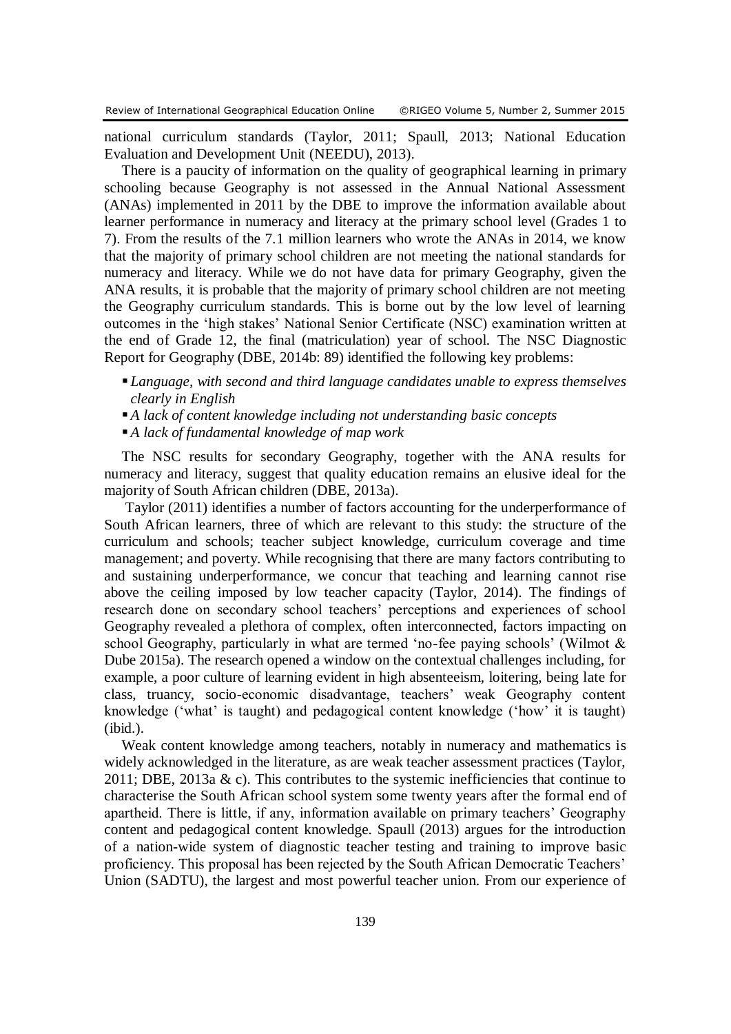national curriculum standards (Taylor, 2011; Spaull, 2013; National Education Evaluation and Development Unit (NEEDU), 2013).

There is a paucity of information on the quality of geographical learning in primary schooling because Geography is not assessed in the Annual National Assessment (ANAs) implemented in 2011 by the DBE to improve the information available about learner performance in numeracy and literacy at the primary school level (Grades 1 to 7). From the results of the 7.1 million learners who wrote the ANAs in 2014, we know that the majority of primary school children are not meeting the national standards for numeracy and literacy. While we do not have data for primary Geography, given the ANA results, it is probable that the majority of primary school children are not meeting the Geography curriculum standards. This is borne out by the low level of learning outcomes in the 'high stakes' National Senior Certificate (NSC) examination written at the end of Grade 12, the final (matriculation) year of school. The NSC Diagnostic Report for Geography (DBE, 2014b: 89) identified the following key problems:

- *Language, with second and third language candidates unable to express themselves clearly in English*
- *A lack of content knowledge including not understanding basic concepts*
- *A lack of fundamental knowledge of map work*

The NSC results for secondary Geography, together with the ANA results for numeracy and literacy, suggest that quality education remains an elusive ideal for the majority of South African children (DBE, 2013a).

Taylor (2011) identifies a number of factors accounting for the underperformance of South African learners, three of which are relevant to this study: the structure of the curriculum and schools; teacher subject knowledge, curriculum coverage and time management; and poverty. While recognising that there are many factors contributing to and sustaining underperformance, we concur that teaching and learning cannot rise above the ceiling imposed by low teacher capacity (Taylor, 2014). The findings of research done on secondary school teachers' perceptions and experiences of school Geography revealed a plethora of complex, often interconnected, factors impacting on school Geography, particularly in what are termed 'no-fee paying schools' (Wilmot & Dube 2015a). The research opened a window on the contextual challenges including, for example, a poor culture of learning evident in high absenteeism, loitering, being late for class, truancy, socio-economic disadvantage, teachers' weak Geography content knowledge ('what' is taught) and pedagogical content knowledge ('how' it is taught) (ibid.).

Weak content knowledge among teachers, notably in numeracy and mathematics is widely acknowledged in the literature, as are weak teacher assessment practices (Taylor, 2011; DBE, 2013a & c). This contributes to the systemic inefficiencies that continue to characterise the South African school system some twenty years after the formal end of apartheid. There is little, if any, information available on primary teachers' Geography content and pedagogical content knowledge. Spaull (2013) argues for the introduction of a nation-wide system of diagnostic teacher testing and training to improve basic proficiency. This proposal has been rejected by the South African Democratic Teachers' Union (SADTU), the largest and most powerful teacher union. From our experience of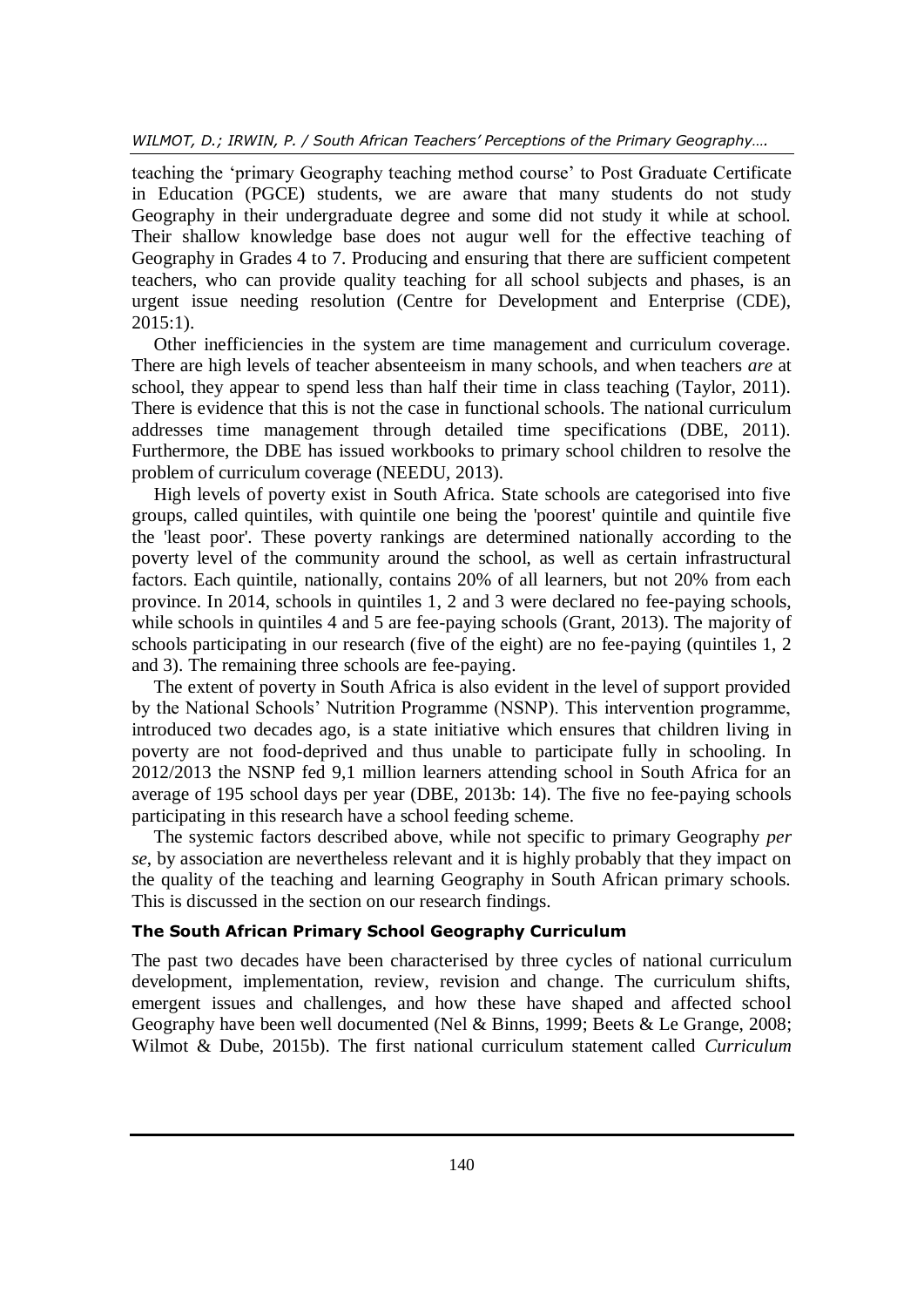teaching the 'primary Geography teaching method course' to Post Graduate Certificate in Education (PGCE) students, we are aware that many students do not study Geography in their undergraduate degree and some did not study it while at school. Their shallow knowledge base does not augur well for the effective teaching of Geography in Grades 4 to 7. Producing and ensuring that there are sufficient competent teachers, who can provide quality teaching for all school subjects and phases, is an urgent issue needing resolution (Centre for Development and Enterprise (CDE), 2015:1).

Other inefficiencies in the system are time management and curriculum coverage. There are high levels of teacher absenteeism in many schools, and when teachers *are* at school, they appear to spend less than half their time in class teaching (Taylor, 2011). There is evidence that this is not the case in functional schools. The national curriculum addresses time management through detailed time specifications (DBE, 2011). Furthermore, the DBE has issued workbooks to primary school children to resolve the problem of curriculum coverage (NEEDU, 2013).

High levels of poverty exist in South Africa. State schools are categorised into five groups, called quintiles, with quintile one being the 'poorest' quintile and quintile five the 'least poor'. These poverty rankings are determined nationally according to the poverty level of the community around the school, as well as certain infrastructural factors. Each quintile, nationally, contains 20% of all learners, but not 20% from each province. In 2014, schools in quintiles 1, 2 and 3 were declared no fee-paying schools, while schools in quintiles 4 and 5 are fee-paying schools (Grant, 2013). The majority of schools participating in our research (five of the eight) are no fee-paying (quintiles 1, 2 and 3). The remaining three schools are fee-paying.

The extent of poverty in South Africa is also evident in the level of support provided by the National Schools' Nutrition Programme (NSNP). This intervention programme, introduced two decades ago, is a state initiative which ensures that children living in poverty are not food-deprived and thus unable to participate fully in schooling. In 2012/2013 the NSNP fed 9,1 million learners attending school in South Africa for an average of 195 school days per year (DBE, 2013b: 14). The five no fee-paying schools participating in this research have a school feeding scheme.

The systemic factors described above, while not specific to primary Geography *per se*, by association are nevertheless relevant and it is highly probably that they impact on the quality of the teaching and learning Geography in South African primary schools. This is discussed in the section on our research findings.

### The South African Primary School Geography Curriculum

The past two decades have been characterised by three cycles of national curriculum development, implementation, review, revision and change. The curriculum shifts, emergent issues and challenges, and how these have shaped and affected school Geography have been well documented (Nel & Binns, 1999; Beets & Le Grange, 2008; Wilmot & Dube, 2015b). The first national curriculum statement called *Curriculum*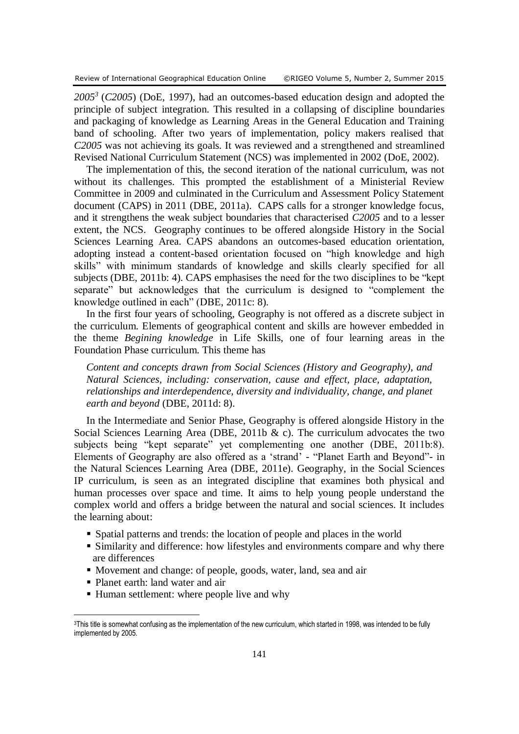*2005*[3] (*C2005*) (DoE, 1997), had an outcomes-based education design and adopted the principle of subject integration. This resulted in a collapsing of discipline boundaries and packaging of knowledge as Learning Areas in the General Education and Training band of schooling. After two years of implementation, policy makers realised that *C2005* was not achieving its goals. It was reviewed and a strengthened and streamlined Revised National Curriculum Statement (NCS) was implemented in 2002 (DoE, 2002).

The implementation of this, the second iteration of the national curriculum, was not without its challenges. This prompted the establishment of a Ministerial Review Committee in 2009 and culminated in the Curriculum and Assessment Policy Statement document (CAPS) in 2011 (DBE, 2011a). CAPS calls for a stronger knowledge focus, and it strengthens the weak subject boundaries that characterised *C2005* and to a lesser extent, the NCS. Geography continues to be offered alongside History in the Social Sciences Learning Area. CAPS abandons an outcomes-based education orientation, adopting instead a content-based orientation focused on "high knowledge and high skills" with minimum standards of knowledge and skills clearly specified for all subjects (DBE, 2011b: 4). CAPS emphasises the need for the two disciplines to be "kept separate" but acknowledges that the curriculum is designed to "complement the knowledge outlined in each" (DBE, 2011c: 8).

In the first four years of schooling, Geography is not offered as a discrete subject in the curriculum. Elements of geographical content and skills are however embedded in the theme *Begining knowledge* in Life Skills, one of four learning areas in the Foundation Phase curriculum. This theme has

> *Content and concepts drawn from Social Sciences (History and Geography), and Natural Sciences, including: conservation, cause and effect, place, adaptation, relationships and interdependence, diversity and individuality, change, and planet earth and beyond* (DBE, 2011d: 8).

In the Intermediate and Senior Phase, Geography is offered alongside History in the Social Sciences Learning Area (DBE, 2011b & c). The curriculum advocates the two subjects being "kept separate" yet complementing one another (DBE, 2011b:8). Elements of Geography are also offered as a 'strand' - "Planet Earth and Beyond"- in the Natural Sciences Learning Area (DBE, 2011e). Geography, in the Social Sciences IP curriculum, is seen as an integrated discipline that examines both physical and human processes over space and time. It aims to help young people understand the complex world and offers a bridge between the natural and social sciences. It includes the learning about:

- Spatial patterns and trends: the location of people and places in the world
- Similarity and difference: how lifestyles and environments compare and why there are differences
- Movement and change: of people, goods, water, land, sea and air
- Planet earth: land water and air
- Human settlement: where people live and why

[3] This title is somewhat confusing as the implementation of the new curriculum, which started in 1998, was intended to be fully implemented by 2005.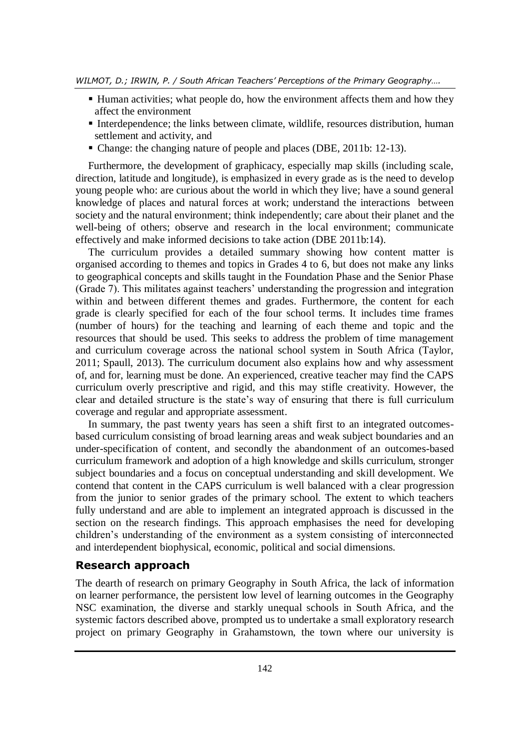- Human activities; what people do, how the environment affects them and how they affect the environment
- Interdependence; the links between climate, wildlife, resources distribution, human settlement and activity, and
- Change: the changing nature of people and places (DBE, 2011b: 12-13).

Furthermore, the development of graphicacy, especially map skills (including scale, direction, latitude and longitude), is emphasized in every grade as is the need to develop young people who: are curious about the world in which they live; have a sound general knowledge of places and natural forces at work; understand the interactions between society and the natural environment; think independently; care about their planet and the well-being of others; observe and research in the local environment; communicate effectively and make informed decisions to take action (DBE 2011b:14).

The curriculum provides a detailed summary showing how content matter is organised according to themes and topics in Grades 4 to 6, but does not make any links to geographical concepts and skills taught in the Foundation Phase and the Senior Phase (Grade 7). This militates against teachers' understanding the progression and integration within and between different themes and grades. Furthermore, the content for each grade is clearly specified for each of the four school terms. It includes time frames (number of hours) for the teaching and learning of each theme and topic and the resources that should be used. This seeks to address the problem of time management and curriculum coverage across the national school system in South Africa (Taylor, 2011; Spaull, 2013). The curriculum document also explains how and why assessment of, and for, learning must be done. An experienced, creative teacher may find the CAPS curriculum overly prescriptive and rigid, and this may stifle creativity. However, the clear and detailed structure is the state's way of ensuring that there is full curriculum coverage and regular and appropriate assessment.

In summary, the past twenty years has seen a shift first to an integrated outcomes-based curriculum consisting of broad learning areas and weak subject boundaries and an under-specification of content, and secondly the abandonment of an outcomes-based curriculum framework and adoption of a high knowledge and skills curriculum, stronger subject boundaries and a focus on conceptual understanding and skill development. We contend that content in the CAPS curriculum is well balanced with a clear progression from the junior to senior grades of the primary school. The extent to which teachers fully understand and are able to implement an integrated approach is discussed in the section on the research findings. This approach emphasises the need for developing children's understanding of the environment as a system consisting of interconnected and interdependent biophysical, economic, political and social dimensions.

## Research approach

The dearth of research on primary Geography in South Africa, the lack of information on learner performance, the persistent low level of learning outcomes in the Geography NSC examination, the diverse and starkly unequal schools in South Africa, and the systemic factors described above, prompted us to undertake a small exploratory research project on primary Geography in Grahamstown, the town where our university is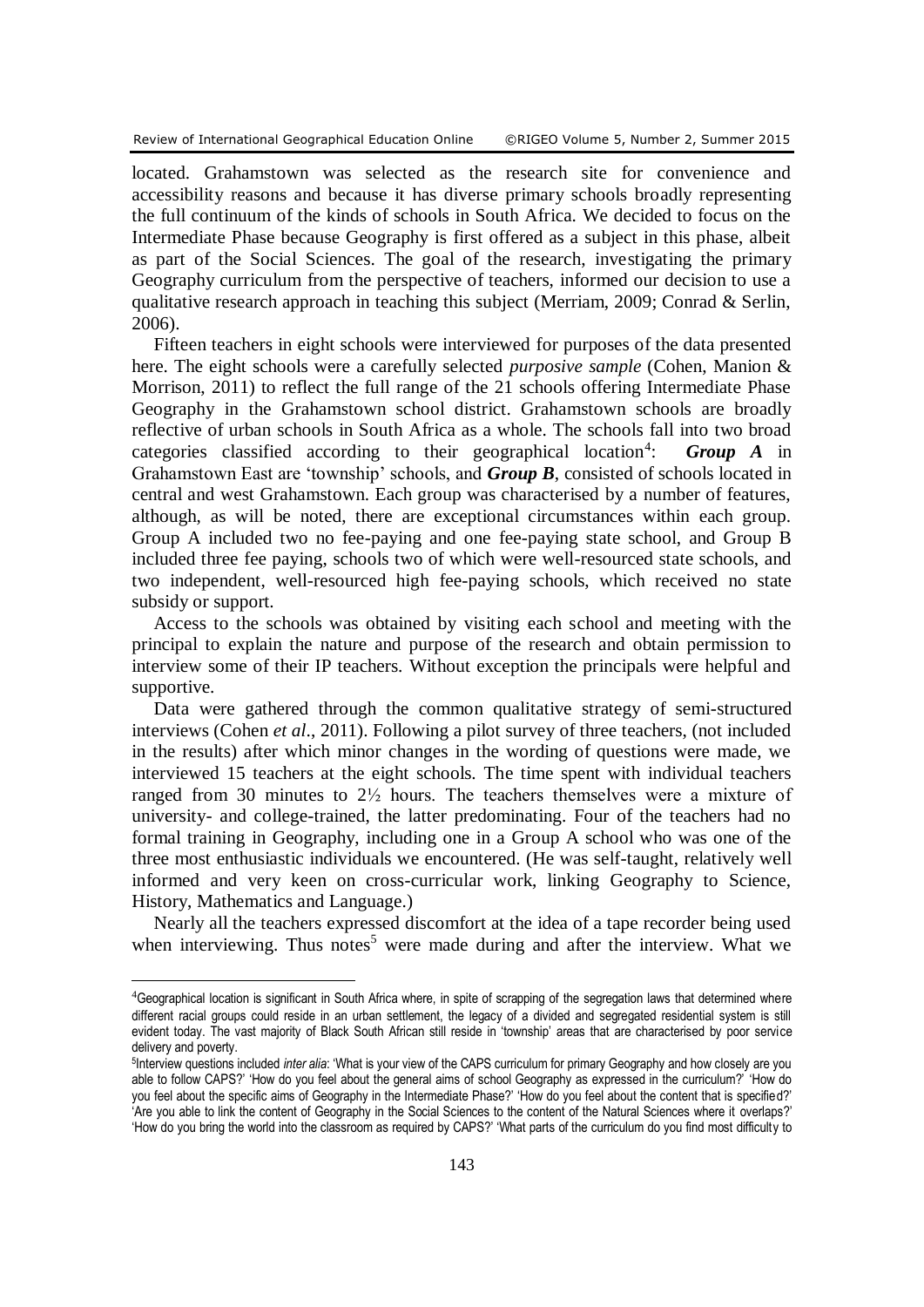located. Grahamstown was selected as the research site for convenience and accessibility reasons and because it has diverse primary schools broadly representing the full continuum of the kinds of schools in South Africa. We decided to focus on the Intermediate Phase because Geography is first offered as a subject in this phase, albeit as part of the Social Sciences. The goal of the research, investigating the primary Geography curriculum from the perspective of teachers, informed our decision to use a qualitative research approach in teaching this subject (Merriam, 2009; Conrad & Serlin, 2006).

Fifteen teachers in eight schools were interviewed for purposes of the data presented here. The eight schools were a carefully selected *purposive sample* (Cohen, Manion & Morrison, 2011) to reflect the full range of the 21 schools offering Intermediate Phase Geography in the Grahamstown school district. Grahamstown schools are broadly reflective of urban schools in South Africa as a whole. The schools fall into two broad categories classified according to their geographical location[4]: ***Group A*** in Grahamstown East are 'township' schools, and ***Group B***, consisted of schools located in central and west Grahamstown. Each group was characterised by a number of features, although, as will be noted, there are exceptional circumstances within each group. Group A included two no fee-paying and one fee-paying state school, and Group B included three fee paying, schools two of which were well-resourced state schools, and two independent, well-resourced high fee-paying schools, which received no state subsidy or support.

Access to the schools was obtained by visiting each school and meeting with the principal to explain the nature and purpose of the research and obtain permission to interview some of their IP teachers. Without exception the principals were helpful and supportive.

Data were gathered through the common qualitative strategy of semi-structured interviews (Cohen *et al*., 2011). Following a pilot survey of three teachers, (not included in the results) after which minor changes in the wording of questions were made, we interviewed 15 teachers at the eight schools. The time spent with individual teachers ranged from 30 minutes to 2½ hours. The teachers themselves were a mixture of university- and college-trained, the latter predominating. Four of the teachers had no formal training in Geography, including one in a Group A school who was one of the three most enthusiastic individuals we encountered. (He was self-taught, relatively well informed and very keen on cross-curricular work, linking Geography to Science, History, Mathematics and Language.)

Nearly all the teachers expressed discomfort at the idea of a tape recorder being used when interviewing. Thus notes[5] were made during and after the interview. What we

---

[4]Geographical location is significant in South Africa where, in spite of scrapping of the segregation laws that determined where different racial groups could reside in an urban settlement, the legacy of a divided and segregated residential system is still evident today. The vast majority of Black South African still reside in 'township' areas that are characterised by poor service delivery and poverty.

[5]Interview questions included *inter alia*: 'What is your view of the CAPS curriculum for primary Geography and how closely are you able to follow CAPS?' 'How do you feel about the general aims of school Geography as expressed in the curriculum?' 'How do you feel about the specific aims of Geography in the Intermediate Phase?' 'How do you feel about the content that is specified?' 'Are you able to link the content of Geography in the Social Sciences to the content of the Natural Sciences where it overlaps?' 'How do you bring the world into the classroom as required by CAPS?' 'What parts of the curriculum do you find most difficulty to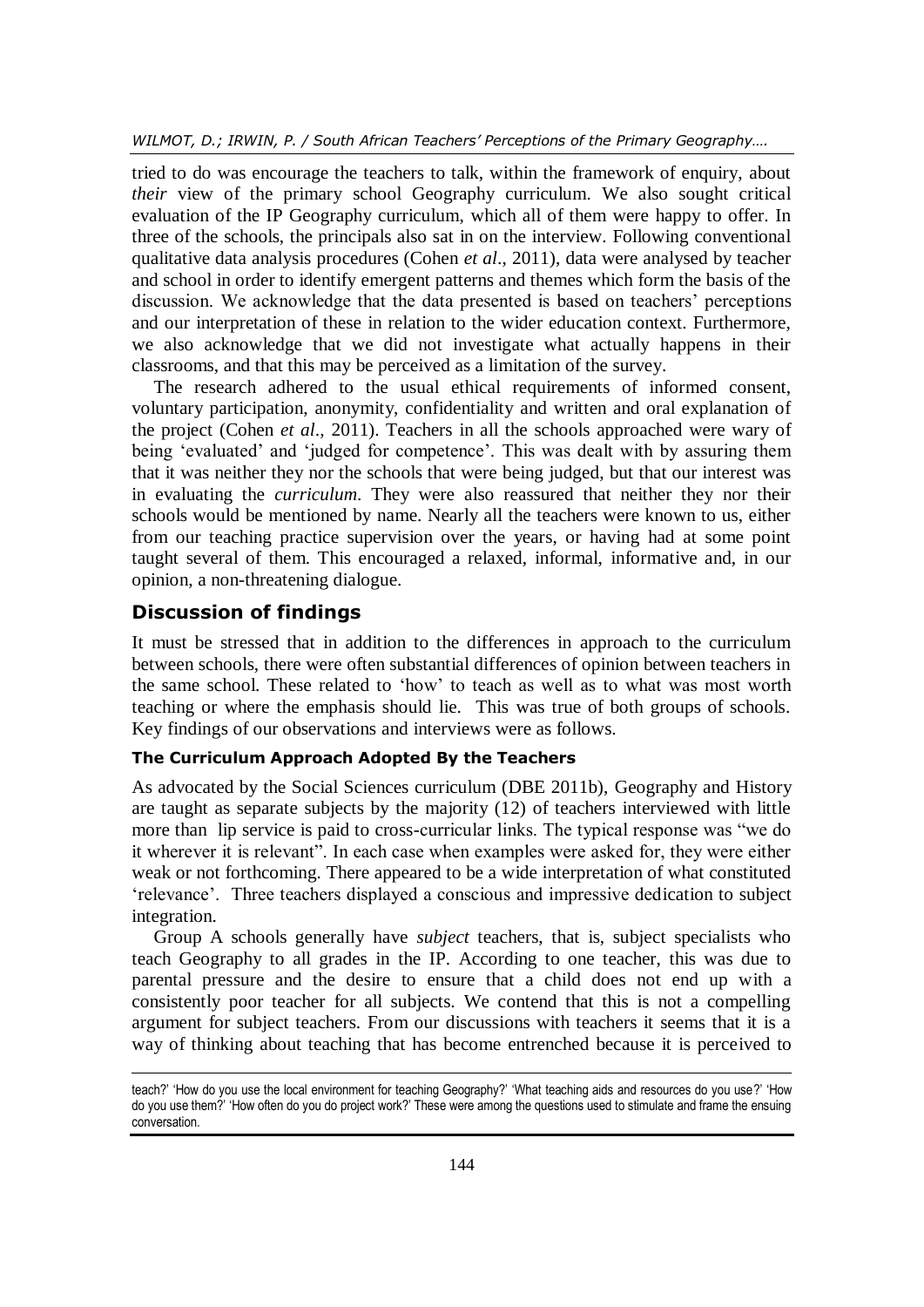tried to do was encourage the teachers to talk, within the framework of enquiry, about *their* view of the primary school Geography curriculum. We also sought critical evaluation of the IP Geography curriculum, which all of them were happy to offer. In three of the schools, the principals also sat in on the interview. Following conventional qualitative data analysis procedures (Cohen *et al*., 2011), data were analysed by teacher and school in order to identify emergent patterns and themes which form the basis of the discussion. We acknowledge that the data presented is based on teachers' perceptions and our interpretation of these in relation to the wider education context. Furthermore, we also acknowledge that we did not investigate what actually happens in their classrooms, and that this may be perceived as a limitation of the survey.

The research adhered to the usual ethical requirements of informed consent, voluntary participation, anonymity, confidentiality and written and oral explanation of the project (Cohen *et al.,* 2011). Teachers in all the schools approached were wary of being 'evaluated' and 'judged for competence'. This was dealt with by assuring them that it was neither they nor the schools that were being judged, but that our interest was in evaluating the *curriculum*. They were also reassured that neither they nor their schools would be mentioned by name. Nearly all the teachers were known to us, either from our teaching practice supervision over the years, or having had at some point taught several of them. This encouraged a relaxed, informal, informative and, in our opinion, a non-threatening dialogue.

## Discussion of findings

It must be stressed that in addition to the differences in approach to the curriculum between schools, there were often substantial differences of opinion between teachers in the same school. These related to 'how' to teach as well as to what was most worth teaching or where the emphasis should lie. This was true of both groups of schools. Key findings of our observations and interviews were as follows.

### The Curriculum Approach Adopted By the Teachers

As advocated by the Social Sciences curriculum (DBE 2011b), Geography and History are taught as separate subjects by the majority (12) of teachers interviewed with little more than lip service is paid to cross-curricular links. The typical response was "we do it wherever it is relevant". In each case when examples were asked for, they were either weak or not forthcoming. There appeared to be a wide interpretation of what constituted 'relevance'. Three teachers displayed a conscious and impressive dedication to subject integration.

Group A schools generally have *subject* teachers, that is, subject specialists who teach Geography to all grades in the IP. According to one teacher, this was due to parental pressure and the desire to ensure that a child does not end up with a consistently poor teacher for all subjects. We contend that this is not a compelling argument for subject teachers. From our discussions with teachers it seems that it is a way of thinking about teaching that has become entrenched because it is perceived to

teach?' 'How do you use the local environment for teaching Geography?' 'What teaching aids and resources do you use?' 'How do you use them?' 'How often do you do project work?' These were among the questions used to stimulate and frame the ensuing conversation.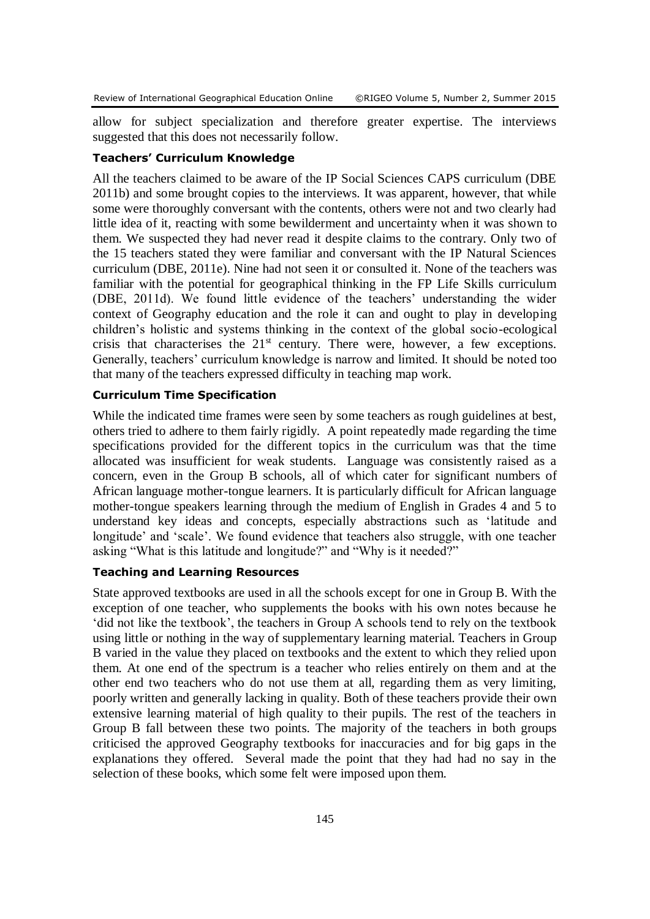allow for subject specialization and therefore greater expertise. The interviews suggested that this does not necessarily follow.

### Teachers' Curriculum Knowledge

All the teachers claimed to be aware of the IP Social Sciences CAPS curriculum (DBE 2011b) and some brought copies to the interviews. It was apparent, however, that while some were thoroughly conversant with the contents, others were not and two clearly had little idea of it, reacting with some bewilderment and uncertainty when it was shown to them. We suspected they had never read it despite claims to the contrary. Only two of the 15 teachers stated they were familiar and conversant with the IP Natural Sciences curriculum (DBE, 2011e). Nine had not seen it or consulted it. None of the teachers was familiar with the potential for geographical thinking in the FP Life Skills curriculum (DBE, 2011d). We found little evidence of the teachers' understanding the wider context of Geography education and the role it can and ought to play in developing children's holistic and systems thinking in the context of the global socio-ecological crisis that characterises the 21st century. There were, however, a few exceptions. Generally, teachers' curriculum knowledge is narrow and limited. It should be noted too that many of the teachers expressed difficulty in teaching map work.

### Curriculum Time Specification

While the indicated time frames were seen by some teachers as rough guidelines at best, others tried to adhere to them fairly rigidly. A point repeatedly made regarding the time specifications provided for the different topics in the curriculum was that the time allocated was insufficient for weak students. Language was consistently raised as a concern, even in the Group B schools, all of which cater for significant numbers of African language mother-tongue learners. It is particularly difficult for African language mother-tongue speakers learning through the medium of English in Grades 4 and 5 to understand key ideas and concepts, especially abstractions such as 'latitude and longitude' and 'scale'. We found evidence that teachers also struggle, with one teacher asking "What is this latitude and longitude?" and "Why is it needed?"

### Teaching and Learning Resources

State approved textbooks are used in all the schools except for one in Group B. With the exception of one teacher, who supplements the books with his own notes because he 'did not like the textbook', the teachers in Group A schools tend to rely on the textbook using little or nothing in the way of supplementary learning material. Teachers in Group B varied in the value they placed on textbooks and the extent to which they relied upon them. At one end of the spectrum is a teacher who relies entirely on them and at the other end two teachers who do not use them at all, regarding them as very limiting, poorly written and generally lacking in quality. Both of these teachers provide their own extensive learning material of high quality to their pupils. The rest of the teachers in Group B fall between these two points. The majority of the teachers in both groups criticised the approved Geography textbooks for inaccuracies and for big gaps in the explanations they offered. Several made the point that they had had no say in the selection of these books, which some felt were imposed upon them.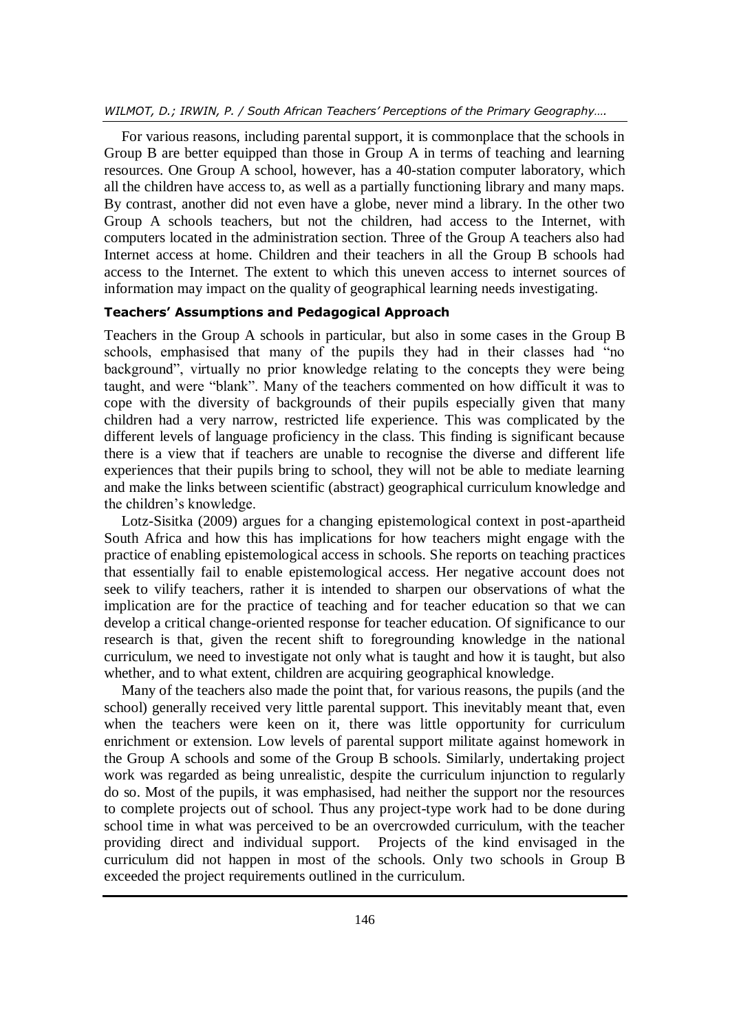For various reasons, including parental support, it is commonplace that the schools in Group B are better equipped than those in Group A in terms of teaching and learning resources. One Group A school, however, has a 40-station computer laboratory, which all the children have access to, as well as a partially functioning library and many maps. By contrast, another did not even have a globe, never mind a library. In the other two Group A schools teachers, but not the children, had access to the Internet, with computers located in the administration section. Three of the Group A teachers also had Internet access at home. Children and their teachers in all the Group B schools had access to the Internet. The extent to which this uneven access to internet sources of information may impact on the quality of geographical learning needs investigating.

#### Teachers' Assumptions and Pedagogical Approach

Teachers in the Group A schools in particular, but also in some cases in the Group B schools, emphasised that many of the pupils they had in their classes had "no background", virtually no prior knowledge relating to the concepts they were being taught, and were "blank". Many of the teachers commented on how difficult it was to cope with the diversity of backgrounds of their pupils especially given that many children had a very narrow, restricted life experience. This was complicated by the different levels of language proficiency in the class. This finding is significant because there is a view that if teachers are unable to recognise the diverse and different life experiences that their pupils bring to school, they will not be able to mediate learning and make the links between scientific (abstract) geographical curriculum knowledge and the children's knowledge.

Lotz-Sisitka (2009) argues for a changing epistemological context in post-apartheid South Africa and how this has implications for how teachers might engage with the practice of enabling epistemological access in schools. She reports on teaching practices that essentially fail to enable epistemological access. Her negative account does not seek to vilify teachers, rather it is intended to sharpen our observations of what the implication are for the practice of teaching and for teacher education so that we can develop a critical change-oriented response for teacher education. Of significance to our research is that, given the recent shift to foregrounding knowledge in the national curriculum, we need to investigate not only what is taught and how it is taught, but also whether, and to what extent, children are acquiring geographical knowledge.

Many of the teachers also made the point that, for various reasons, the pupils (and the school) generally received very little parental support. This inevitably meant that, even when the teachers were keen on it, there was little opportunity for curriculum enrichment or extension. Low levels of parental support militate against homework in the Group A schools and some of the Group B schools. Similarly, undertaking project work was regarded as being unrealistic, despite the curriculum injunction to regularly do so. Most of the pupils, it was emphasised, had neither the support nor the resources to complete projects out of school. Thus any project-type work had to be done during school time in what was perceived to be an overcrowded curriculum, with the teacher providing direct and individual support. Projects of the kind envisaged in the curriculum did not happen in most of the schools. Only two schools in Group B exceeded the project requirements outlined in the curriculum.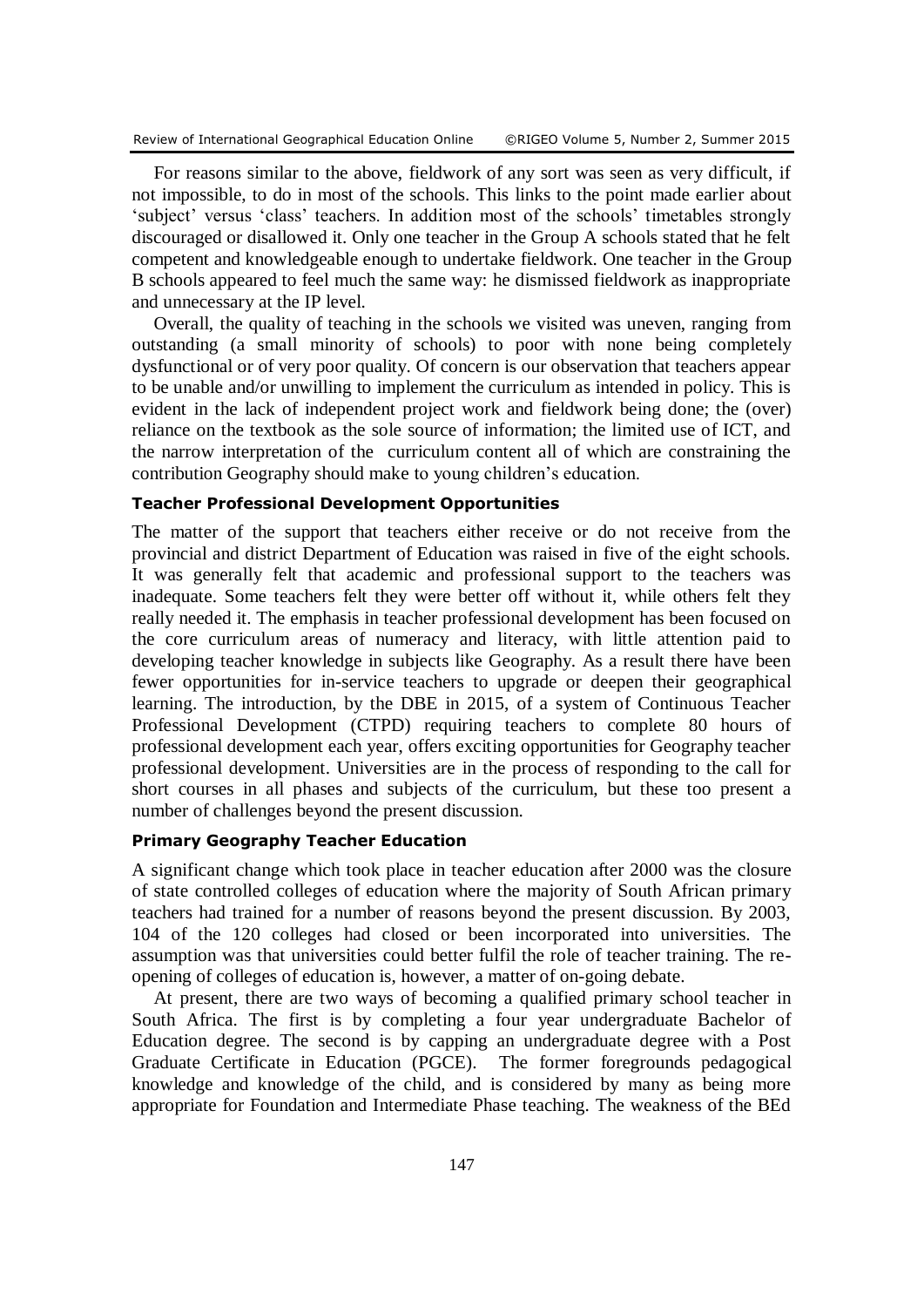For reasons similar to the above, fieldwork of any sort was seen as very difficult, if not impossible, to do in most of the schools. This links to the point made earlier about 'subject' versus 'class' teachers. In addition most of the schools' timetables strongly discouraged or disallowed it. Only one teacher in the Group A schools stated that he felt competent and knowledgeable enough to undertake fieldwork. One teacher in the Group B schools appeared to feel much the same way: he dismissed fieldwork as inappropriate and unnecessary at the IP level.

Overall, the quality of teaching in the schools we visited was uneven, ranging from outstanding (a small minority of schools) to poor with none being completely dysfunctional or of very poor quality. Of concern is our observation that teachers appear to be unable and/or unwilling to implement the curriculum as intended in policy. This is evident in the lack of independent project work and fieldwork being done; the (over) reliance on the textbook as the sole source of information; the limited use of ICT, and the narrow interpretation of the curriculum content all of which are constraining the contribution Geography should make to young children's education.

### Teacher Professional Development Opportunities

The matter of the support that teachers either receive or do not receive from the provincial and district Department of Education was raised in five of the eight schools. It was generally felt that academic and professional support to the teachers was inadequate. Some teachers felt they were better off without it, while others felt they really needed it. The emphasis in teacher professional development has been focused on the core curriculum areas of numeracy and literacy, with little attention paid to developing teacher knowledge in subjects like Geography. As a result there have been fewer opportunities for in-service teachers to upgrade or deepen their geographical learning. The introduction, by the DBE in 2015, of a system of Continuous Teacher Professional Development (CTPD) requiring teachers to complete 80 hours of professional development each year, offers exciting opportunities for Geography teacher professional development. Universities are in the process of responding to the call for short courses in all phases and subjects of the curriculum, but these too present a number of challenges beyond the present discussion.

### Primary Geography Teacher Education

A significant change which took place in teacher education after 2000 was the closure of state controlled colleges of education where the majority of South African primary teachers had trained for a number of reasons beyond the present discussion. By 2003, 104 of the 120 colleges had closed or been incorporated into universities. The assumption was that universities could better fulfil the role of teacher training. The re-opening of colleges of education is, however, a matter of on-going debate.

At present, there are two ways of becoming a qualified primary school teacher in South Africa. The first is by completing a four year undergraduate Bachelor of Education degree. The second is by capping an undergraduate degree with a Post Graduate Certificate in Education (PGCE). The former foregrounds pedagogical knowledge and knowledge of the child, and is considered by many as being more appropriate for Foundation and Intermediate Phase teaching. The weakness of the BEd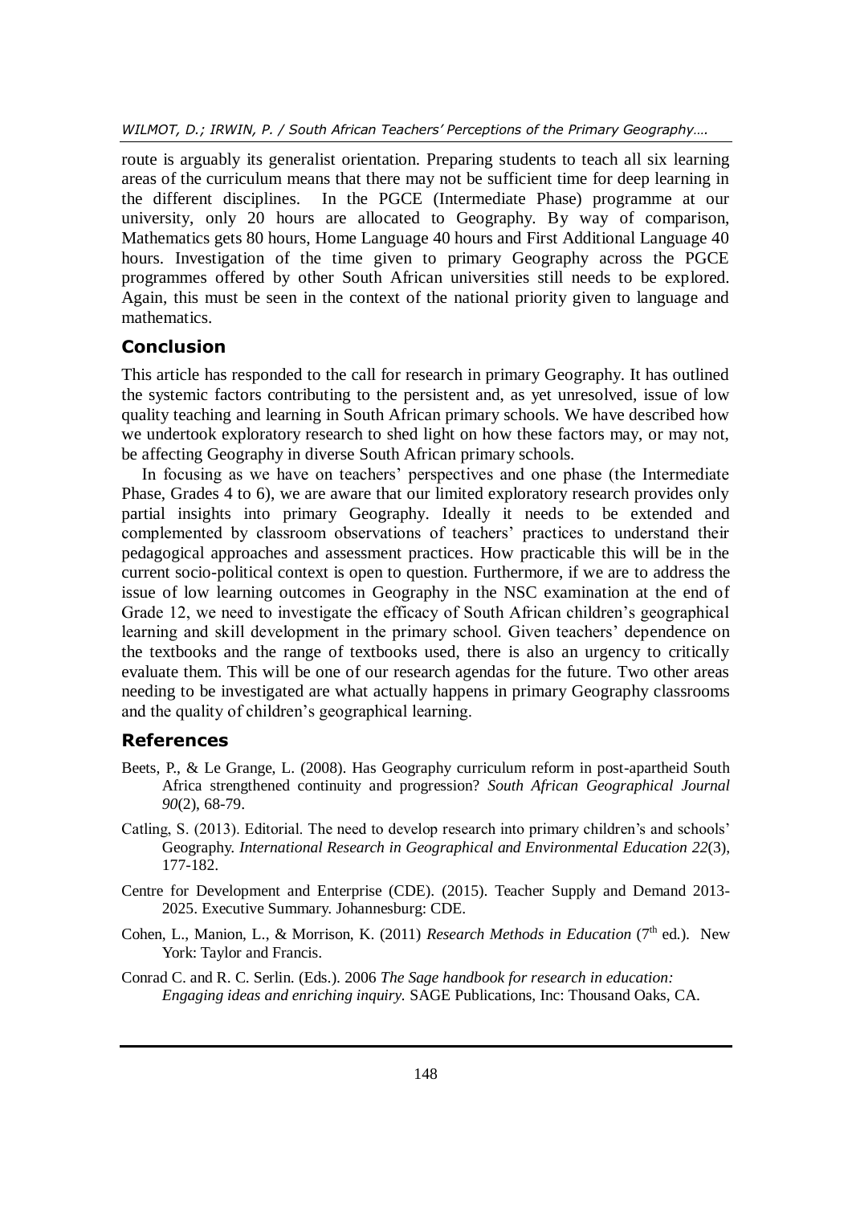route is arguably its generalist orientation. Preparing students to teach all six learning areas of the curriculum means that there may not be sufficient time for deep learning in the different disciplines. In the PGCE (Intermediate Phase) programme at our university, only 20 hours are allocated to Geography. By way of comparison, Mathematics gets 80 hours, Home Language 40 hours and First Additional Language 40 hours. Investigation of the time given to primary Geography across the PGCE programmes offered by other South African universities still needs to be explored. Again, this must be seen in the context of the national priority given to language and mathematics.

## Conclusion

This article has responded to the call for research in primary Geography. It has outlined the systemic factors contributing to the persistent and, as yet unresolved, issue of low quality teaching and learning in South African primary schools. We have described how we undertook exploratory research to shed light on how these factors may, or may not, be affecting Geography in diverse South African primary schools.

In focusing as we have on teachers' perspectives and one phase (the Intermediate Phase, Grades 4 to 6), we are aware that our limited exploratory research provides only partial insights into primary Geography. Ideally it needs to be extended and complemented by classroom observations of teachers' practices to understand their pedagogical approaches and assessment practices. How practicable this will be in the current socio-political context is open to question. Furthermore, if we are to address the issue of low learning outcomes in Geography in the NSC examination at the end of Grade 12, we need to investigate the efficacy of South African children's geographical learning and skill development in the primary school. Given teachers' dependence on the textbooks and the range of textbooks used, there is also an urgency to critically evaluate them. This will be one of our research agendas for the future. Two other areas needing to be investigated are what actually happens in primary Geography classrooms and the quality of children's geographical learning.

## References

Beets, P., & Le Grange, L. (2008). Has Geography curriculum reform in post-apartheid South Africa strengthened continuity and progression? *South African Geographical Journal 90*(2), 68-79.

Catling, S. (2013). Editorial. The need to develop research into primary children's and schools' Geography. *International Research in Geographical and Environmental Education 22*(3), 177-182.

Centre for Development and Enterprise (CDE). (2015). Teacher Supply and Demand 2013-2025. Executive Summary. Johannesburg: CDE.

Cohen, L., Manion, L., & Morrison, K. (2011) *Research Methods in Education* (7th ed.). New York: Taylor and Francis.

Conrad C. and R. C. Serlin. (Eds.). 2006 *The Sage handbook for research in education: Engaging ideas and enriching inquiry.* SAGE Publications, Inc: Thousand Oaks, CA.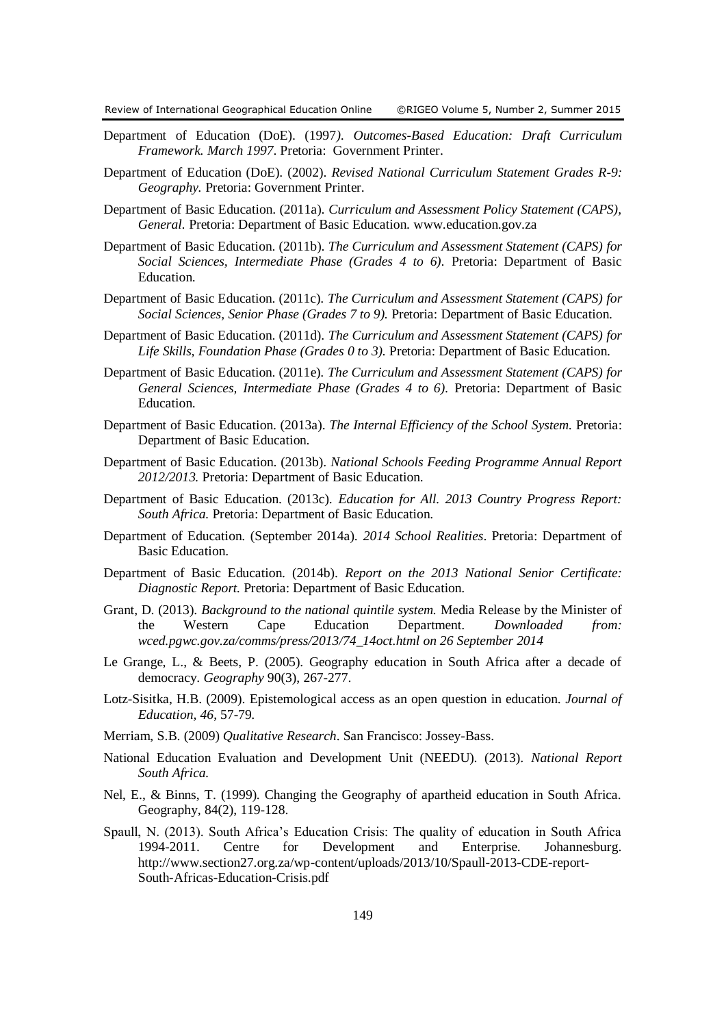Department of Education (DoE). (1997*). Outcomes-Based Education: Draft Curriculum Framework. March 1997*. Pretoria: Government Printer.

Department of Education (DoE). (2002). *Revised National Curriculum Statement Grades R-9: Geography.* Pretoria: Government Printer.

Department of Basic Education. (2011a). *Curriculum and Assessment Policy Statement (CAPS), General.* Pretoria: Department of Basic Education. www.education.gov.za

Department of Basic Education. (2011b). *The Curriculum and Assessment Statement (CAPS) for Social Sciences, Intermediate Phase (Grades 4 to 6).* Pretoria: Department of Basic Education.

Department of Basic Education. (2011c). *The Curriculum and Assessment Statement (CAPS) for Social Sciences, Senior Phase (Grades 7 to 9).* Pretoria: Department of Basic Education.

Department of Basic Education. (2011d). *The Curriculum and Assessment Statement (CAPS) for Life Skills, Foundation Phase (Grades 0 to 3).* Pretoria: Department of Basic Education.

Department of Basic Education. (2011e). *The Curriculum and Assessment Statement (CAPS) for General Sciences, Intermediate Phase (Grades 4 to 6).* Pretoria: Department of Basic Education.

Department of Basic Education. (2013a). *The Internal Efficiency of the School System.* Pretoria: Department of Basic Education.

Department of Basic Education. (2013b). *National Schools Feeding Programme Annual Report 2012/2013.* Pretoria: Department of Basic Education.

Department of Basic Education. (2013c). *Education for All. 2013 Country Progress Report: South Africa.* Pretoria: Department of Basic Education.

Department of Education. (September 2014a). *2014 School Realities*. Pretoria: Department of Basic Education.

Department of Basic Education. (2014b). *Report on the 2013 National Senior Certificate: Diagnostic Report.* Pretoria: Department of Basic Education.

Grant, D. (2013). *Background to the national quintile system.* Media Release by the Minister of the Western Cape Education Department. *Downloaded from: wced.pgwc.gov.za/comms/press/2013/74_14oct.html on 26 September 2014*

Le Grange, L., & Beets, P. (2005). Geography education in South Africa after a decade of democracy. *Geography* 90(3), 267-277.

Lotz-Sisitka, H.B. (2009). Epistemological access as an open question in education. *Journal of Education, 46*, 57-79.

Merriam, S.B. (2009) *Qualitative Research*. San Francisco: Jossey-Bass.

National Education Evaluation and Development Unit (NEEDU). (2013). *National Report South Africa.*

Nel, E., & Binns, T. (1999). Changing the Geography of apartheid education in South Africa. Geography, 84(2), 119-128.

Spaull, N. (2013). South Africa's Education Crisis: The quality of education in South Africa 1994-2011. Centre for Development and Enterprise. Johannesburg. http://www.section27.org.za/wp-content/uploads/2013/10/Spaull-2013-CDE-report-South-Africas-Education-Crisis.pdf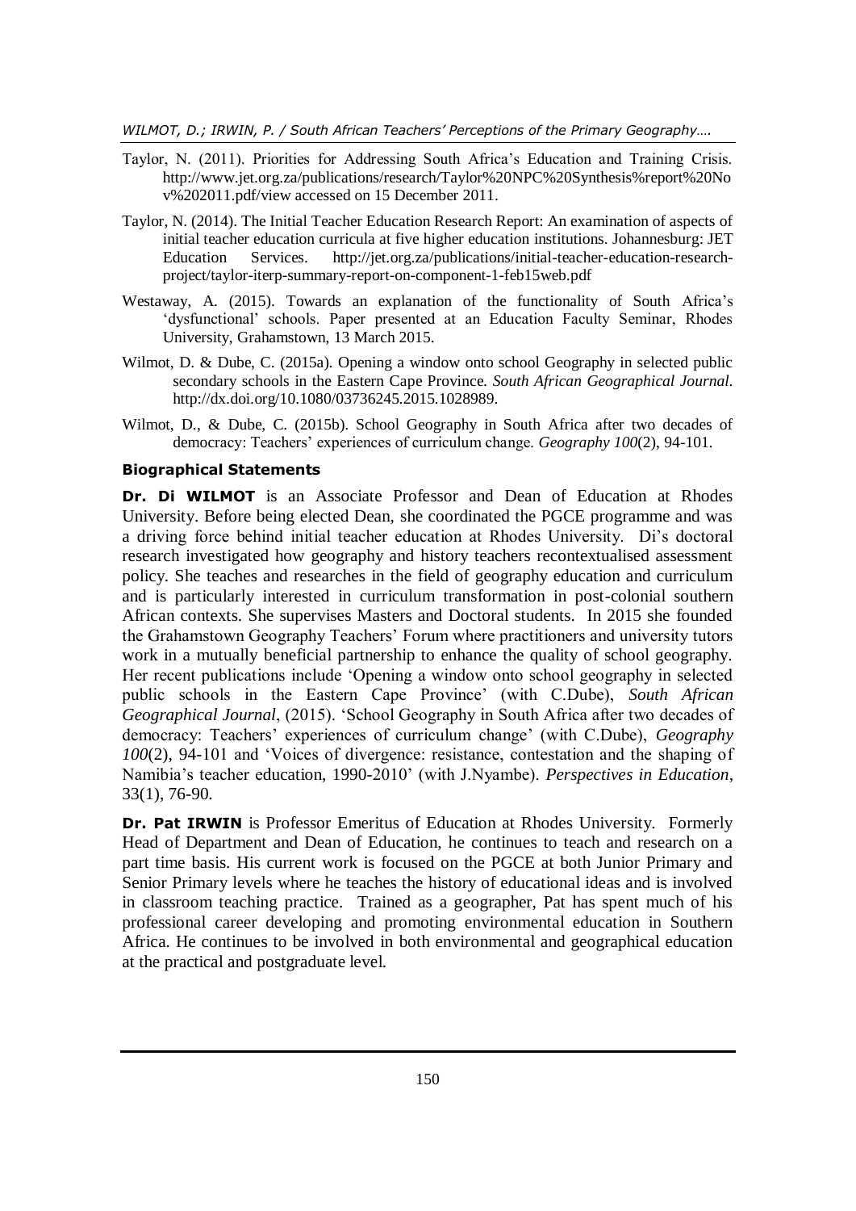Taylor, N. (2011). Priorities for Addressing South Africa's Education and Training Crisis. http://www.jet.org.za/publications/research/Taylor%20NPC%20Synthesis%report%20Nov%202011.pdf/view accessed on 15 December 2011.

Taylor, N. (2014). The Initial Teacher Education Research Report: An examination of aspects of initial teacher education curricula at five higher education institutions. Johannesburg: JET Education Services. http://jet.org.za/publications/initial-teacher-education-research-project/taylor-iterp-summary-report-on-component-1-feb15web.pdf

Westaway, A. (2015). Towards an explanation of the functionality of South Africa's 'dysfunctional' schools. Paper presented at an Education Faculty Seminar, Rhodes University, Grahamstown, 13 March 2015.

Wilmot, D. & Dube, C. (2015a). Opening a window onto school Geography in selected public secondary schools in the Eastern Cape Province. *South African Geographical Journal*. http://dx.doi.org/10.1080/03736245.2015.1028989.

Wilmot, D., & Dube, C. (2015b). School Geography in South Africa after two decades of democracy: Teachers' experiences of curriculum change. *Geography 100*(2), 94-101.

### Biographical Statements

**Dr. Di WILMOT** is an Associate Professor and Dean of Education at Rhodes University. Before being elected Dean, she coordinated the PGCE programme and was a driving force behind initial teacher education at Rhodes University. Di's doctoral research investigated how geography and history teachers recontextualised assessment policy. She teaches and researches in the field of geography education and curriculum and is particularly interested in curriculum transformation in post-colonial southern African contexts. She supervises Masters and Doctoral students. In 2015 she founded the Grahamstown Geography Teachers' Forum where practitioners and university tutors work in a mutually beneficial partnership to enhance the quality of school geography. Her recent publications include 'Opening a window onto school geography in selected public schools in the Eastern Cape Province' (with C.Dube), *South African Geographical Journal*, (2015). 'School Geography in South Africa after two decades of democracy: Teachers' experiences of curriculum change' (with C.Dube), *Geography 100*(2), 94-101 and 'Voices of divergence: resistance, contestation and the shaping of Namibia's teacher education, 1990-2010' (with J.Nyambe). *Perspectives in Education*, 33(1), 76-90.

**Dr. Pat IRWIN** is Professor Emeritus of Education at Rhodes University. Formerly Head of Department and Dean of Education, he continues to teach and research on a part time basis. His current work is focused on the PGCE at both Junior Primary and Senior Primary levels where he teaches the history of educational ideas and is involved in classroom teaching practice. Trained as a geographer, Pat has spent much of his professional career developing and promoting environmental education in Southern Africa. He continues to be involved in both environmental and geographical education at the practical and postgraduate level.